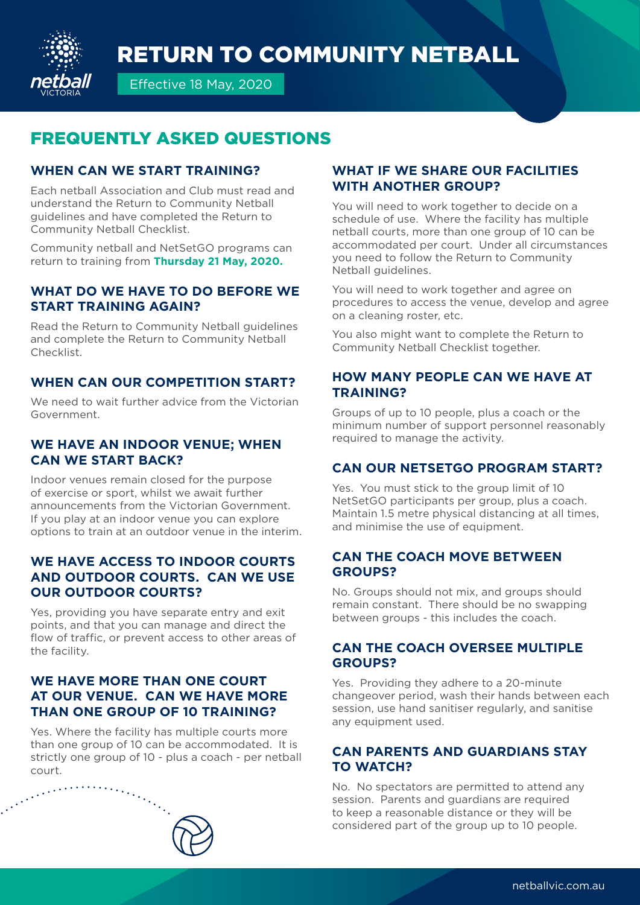# RETURN TO COMMUNITY NETBALL

Effective 18 May, 2020

## FREQUENTLY ASKED QUESTIONS

### WHEN CAN WE START TRAINING?

Each netball Association and Club must read and understand the Return to Community Netball guidelines and have completed the Return to Community Netball Checklist.

Community netball and NetSetGO programs can return to training from **Thursday 21 May, 2020.**

### WHAT DO WE HAVE TO DO BEFORE WE START TRAINING AGAIN?

Read the Return to Community Netball guidelines and complete the Return to Community Netball Checklist.

### WHEN CAN OUR COMPETITION START?

We need to wait further advice from the Victorian Government.

### WE HAVE AN INDOOR VENUE; WHEN CAN WE START BACK?

Indoor venues remain closed for the purpose of exercise or sport, whilst we await further announcements from the Victorian Government. If you play at an indoor venue you can explore options to train at an outdoor venue in the interim.

### WE HAVE ACCESS TO INDOOR COURTS AND OUTDOOR COURTS. CAN WE USE OUR OUTDOOR COURTS?

Yes, providing you have separate entry and exit points, and that you can manage and direct the flow of traffic, or prevent access to other areas of the facility.

### WE HAVE MORE THAN ONE COURT AT OUR VENUE. CAN WE HAVE MORE THAN ONE GROUP OF 10 TRAINING?

Yes. Where the facility has multiple courts more than one group of 10 can be accommodated. It is strictly one group of 10 - plus a coach - per netball court.

### WHAT IF WE SHARE OUR FACILITIES WITH ANOTHER GROUP?

You will need to work together to decide on a schedule of use. Where the facility has multiple netball courts, more than one group of 10 can be accommodated per court. Under all circumstances you need to follow the Return to Community Netball guidelines.

You will need to work together and agree on procedures to access the venue, develop and agree on a cleaning roster, etc.

You also might want to complete the Return to Community Netball Checklist together.

### HOW MANY PEOPLE CAN WE HAVE AT TRAINING?

Groups of up to 10 people, plus a coach or the minimum number of support personnel reasonably required to manage the activity.

### CAN OUR NETSETGO PROGRAM START?

Yes. You must stick to the group limit of 10 NetSetGO participants per group, plus a coach. Maintain 1.5 metre physical distancing at all times, and minimise the use of equipment.

### CAN THE COACH MOVE BETWEEN GROUPS?

No. Groups should not mix, and groups should remain constant. There should be no swapping between groups - this includes the coach.

### CAN THE COACH OVERSEE MULTIPLE GROUPS?

Yes. Providing they adhere to a 20-minute changeover period, wash their hands between each session, use hand sanitiser regularly, and sanitise any equipment used.

### CAN PARENTS AND GUARDIANS STAY TO WATCH?

No. No spectators are permitted to attend any session. Parents and guardians are required to keep a reasonable distance or they will be considered part of the group up to 10 people.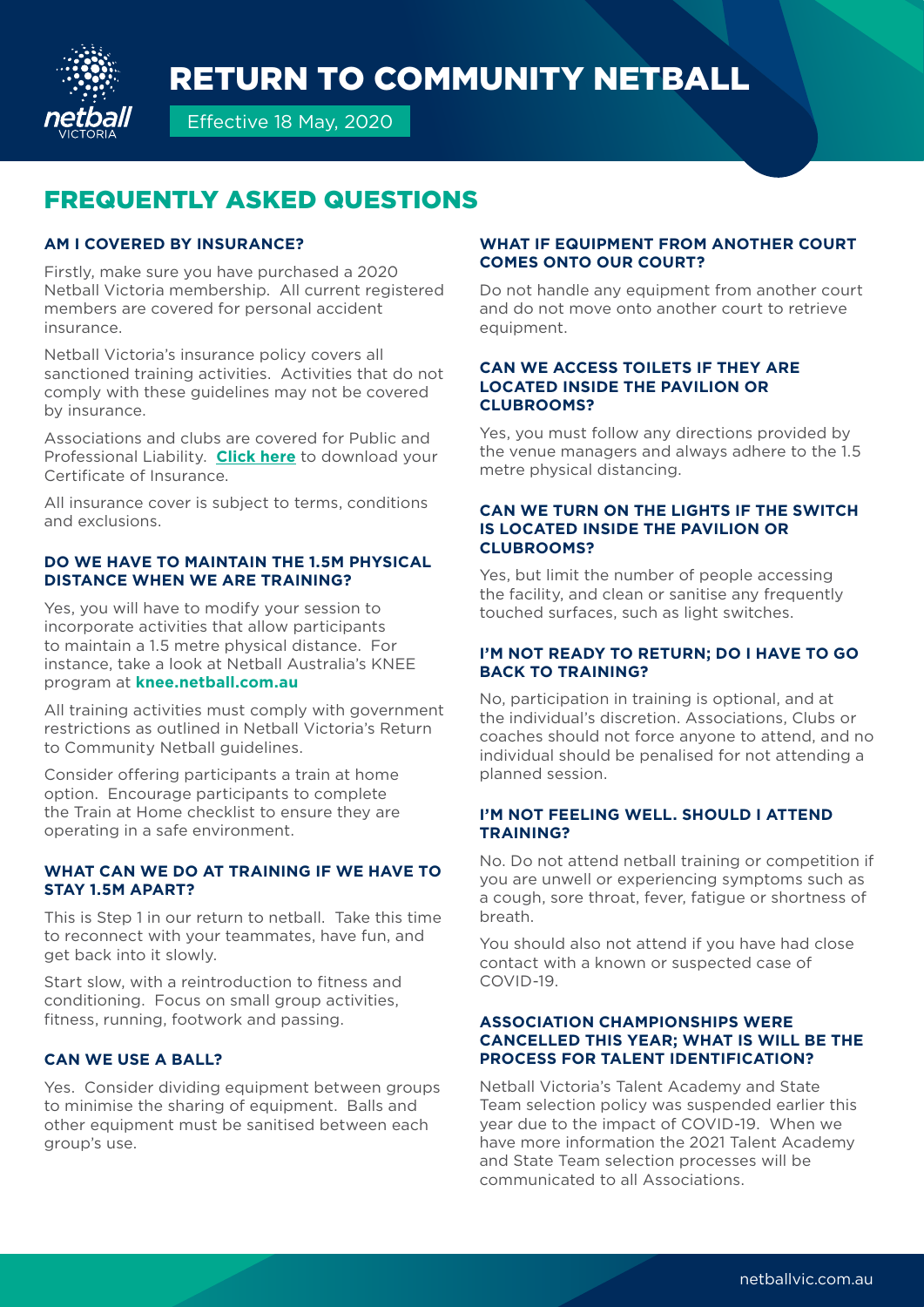# RETURN TO COMMUNITY NETBALL

Effective 18 May, 2020

## FREQUENTLY ASKED QUESTIONS

### AM I COVERED BY INSURANCE?

Firstly, make sure you have purchased a 2020 Netball Victoria membership. All current registered members are covered for personal accident insurance.

Netball Victoria's insurance policy covers all sanctioned training activities. Activities that do not comply with these guidelines may not be covered by insurance.

Associations and clubs are covered for Public and Professional Liability. **Click here** to download your Certificate of Insurance.

All insurance cover is subject to terms, conditions and exclusions.

### DO WE HAVE TO MAINTAIN THE 1.5M PHYSICAL DISTANCE WHEN WE ARE TRAINING?

Yes, you will have to modify your session to incorporate activities that allow participants to maintain a 1.5 metre physical distance. For instance, take a look at Netball Australia's KNEE program at **knee.netball.com.au**

All training activities must comply with government restrictions as outlined in Netball Victoria's Return to Community Netball guidelines.

Consider offering participants a train at home option. Encourage participants to complete the Train at Home checklist to ensure they are operating in a safe environment.

### WHAT CAN WE DO AT TRAINING IF WE HAVE TO STAY 1.5M APART?

This is Step 1 in our return to netball. Take this time to reconnect with your teammates, have fun, and get back into it slowly.

Start slow, with a reintroduction to fitness and conditioning. Focus on small group activities, fitness, running, footwork and passing.

### CAN WE USE A BALL?

Yes. Consider dividing equipment between groups to minimise the sharing of equipment. Balls and other equipment must be sanitised between each group's use.

### WHAT IF EQUIPMENT FROM ANOTHER COURT COMES ONTO OUR COURT?

Do not handle any equipment from another court and do not move onto another court to retrieve equipment.

### CAN WE ACCESS TOILETS IF THEY ARE LOCATED INSIDE THE PAVILION OR CLUBROOMS?

Yes, you must follow any directions provided by the venue managers and always adhere to the 1.5 metre physical distancing.

### CAN WE TURN ON THE LIGHTS IF THE SWITCH IS LOCATED INSIDE THE PAVILION OR CLUBROOMS?

Yes, but limit the number of people accessing the facility, and clean or sanitise any frequently touched surfaces, such as light switches.

### I'M NOT READY TO RETURN; DO I HAVE TO GO BACK TO TRAINING?

No, participation in training is optional, and at the individual's discretion. Associations, Clubs or coaches should not force anyone to attend, and no individual should be penalised for not attending a planned session.

### I'M NOT FEELING WELL. SHOULD I ATTEND TRAINING?

No. Do not attend netball training or competition if you are unwell or experiencing symptoms such as a cough, sore throat, fever, fatigue or shortness of breath.

You should also not attend if you have had close contact with a known or suspected case of COVID-19.

### ASSOCIATION CHAMPIONSHIPS WERE CANCELLED THIS YEAR; WHAT IS WILL BE THE PROCESS FOR TALENT IDENTIFICATION?

Netball Victoria's Talent Academy and State Team selection policy was suspended earlier this year due to the impact of COVID-19. When we have more information the 2021 Talent Academy and State Team selection processes will be communicated to all Associations.